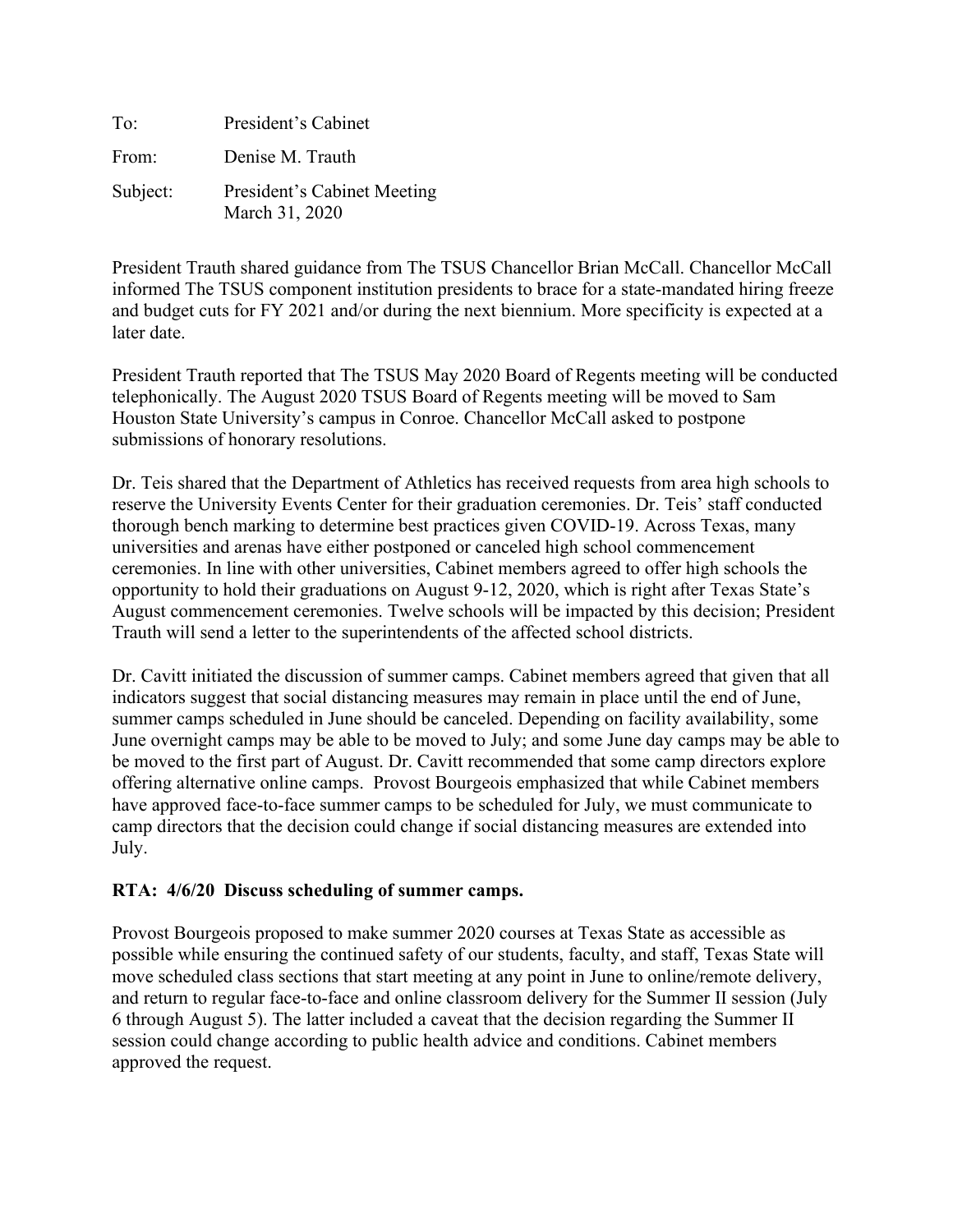To: President's Cabinet

From: Denise M. Trauth

Subject: President's Cabinet Meeting
March 31, 2020

President Trauth shared guidance from The TSUS Chancellor Brian McCall. Chancellor McCall informed The TSUS component institution presidents to brace for a state-mandated hiring freeze and budget cuts for FY 2021 and/or during the next biennium. More specificity is expected at a later date.

President Trauth reported that The TSUS May 2020 Board of Regents meeting will be conducted telephonically. The August 2020 TSUS Board of Regents meeting will be moved to Sam Houston State University's campus in Conroe. Chancellor McCall asked to postpone submissions of honorary resolutions.

Dr. Teis shared that the Department of Athletics has received requests from area high schools to reserve the University Events Center for their graduation ceremonies. Dr. Teis' staff conducted thorough bench marking to determine best practices given COVID-19. Across Texas, many universities and arenas have either postponed or canceled high school commencement ceremonies. In line with other universities, Cabinet members agreed to offer high schools the opportunity to hold their graduations on August 9-12, 2020, which is right after Texas State's August commencement ceremonies. Twelve schools will be impacted by this decision; President Trauth will send a letter to the superintendents of the affected school districts.

Dr. Cavitt initiated the discussion of summer camps. Cabinet members agreed that given that all indicators suggest that social distancing measures may remain in place until the end of June, summer camps scheduled in June should be canceled. Depending on facility availability, some June overnight camps may be able to be moved to July; and some June day camps may be able to be moved to the first part of August. Dr. Cavitt recommended that some camp directors explore offering alternative online camps. Provost Bourgeois emphasized that while Cabinet members have approved face-to-face summer camps to be scheduled for July, we must communicate to camp directors that the decision could change if social distancing measures are extended into July.

**RTA: 4/6/20 Discuss scheduling of summer camps.**

Provost Bourgeois proposed to make summer 2020 courses at Texas State as accessible as possible while ensuring the continued safety of our students, faculty, and staff, Texas State will move scheduled class sections that start meeting at any point in June to online/remote delivery, and return to regular face-to-face and online classroom delivery for the Summer II session (July 6 through August 5). The latter included a caveat that the decision regarding the Summer II session could change according to public health advice and conditions. Cabinet members approved the request.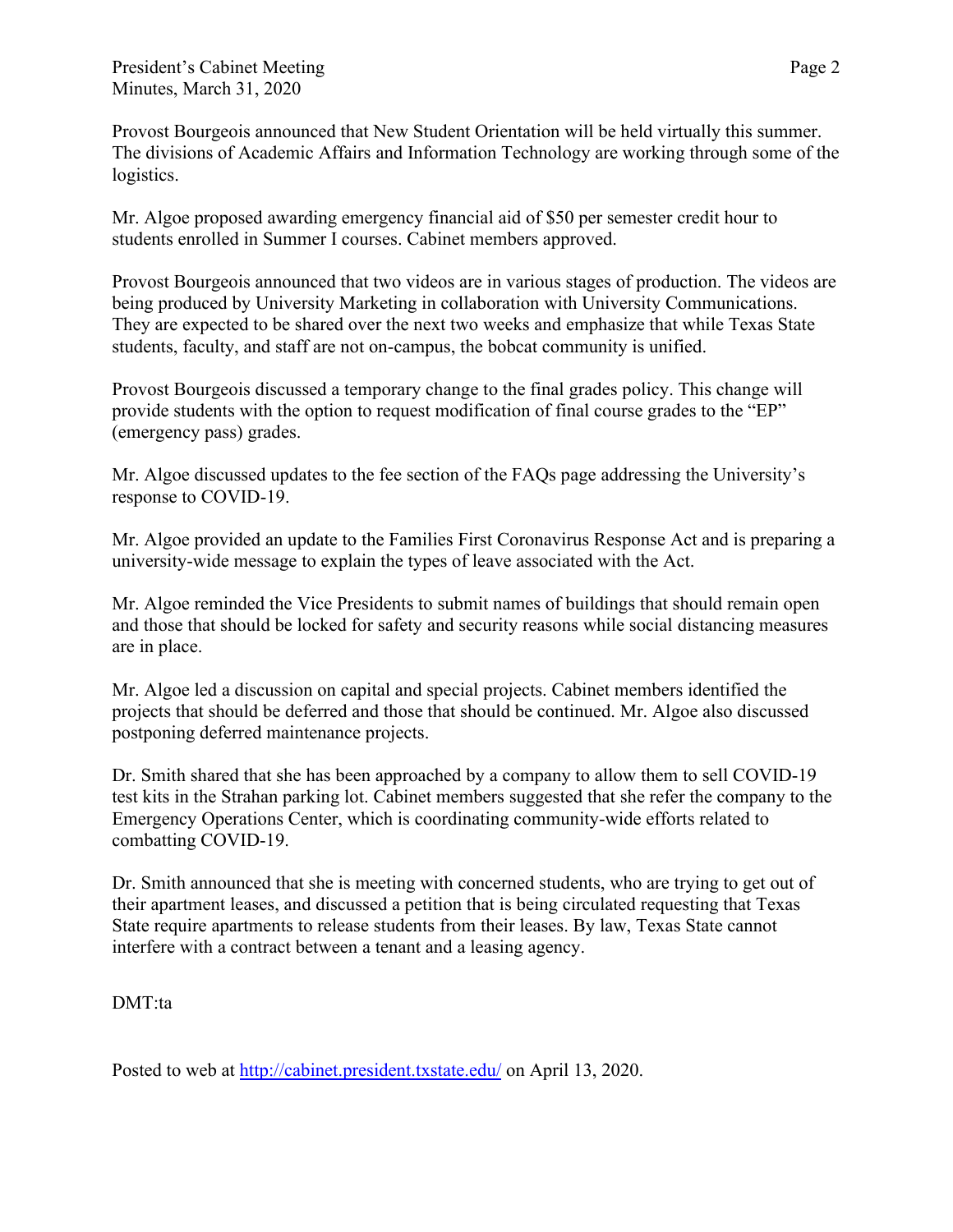Provost Bourgeois announced that New Student Orientation will be held virtually this summer. The divisions of Academic Affairs and Information Technology are working through some of the logistics.

Mr. Algoe proposed awarding emergency financial aid of $50 per semester credit hour to students enrolled in Summer I courses. Cabinet members approved.

Provost Bourgeois announced that two videos are in various stages of production. The videos are being produced by University Marketing in collaboration with University Communications. They are expected to be shared over the next two weeks and emphasize that while Texas State students, faculty, and staff are not on-campus, the bobcat community is unified.

Provost Bourgeois discussed a temporary change to the final grades policy. This change will provide students with the option to request modification of final course grades to the "EP" (emergency pass) grades.

Mr. Algoe discussed updates to the fee section of the FAQs page addressing the University's response to COVID-19.

Mr. Algoe provided an update to the Families First Coronavirus Response Act and is preparing a university-wide message to explain the types of leave associated with the Act.

Mr. Algoe reminded the Vice Presidents to submit names of buildings that should remain open and those that should be locked for safety and security reasons while social distancing measures are in place.

Mr. Algoe led a discussion on capital and special projects. Cabinet members identified the projects that should be deferred and those that should be continued. Mr. Algoe also discussed postponing deferred maintenance projects.

Dr. Smith shared that she has been approached by a company to allow them to sell COVID-19 test kits in the Strahan parking lot. Cabinet members suggested that she refer the company to the Emergency Operations Center, which is coordinating community-wide efforts related to combatting COVID-19.

Dr. Smith announced that she is meeting with concerned students, who are trying to get out of their apartment leases, and discussed a petition that is being circulated requesting that Texas State require apartments to release students from their leases. By law, Texas State cannot interfere with a contract between a tenant and a leasing agency.

DMT:ta

Posted to web at http://cabinet.president.txstate.edu/ on April 13, 2020.